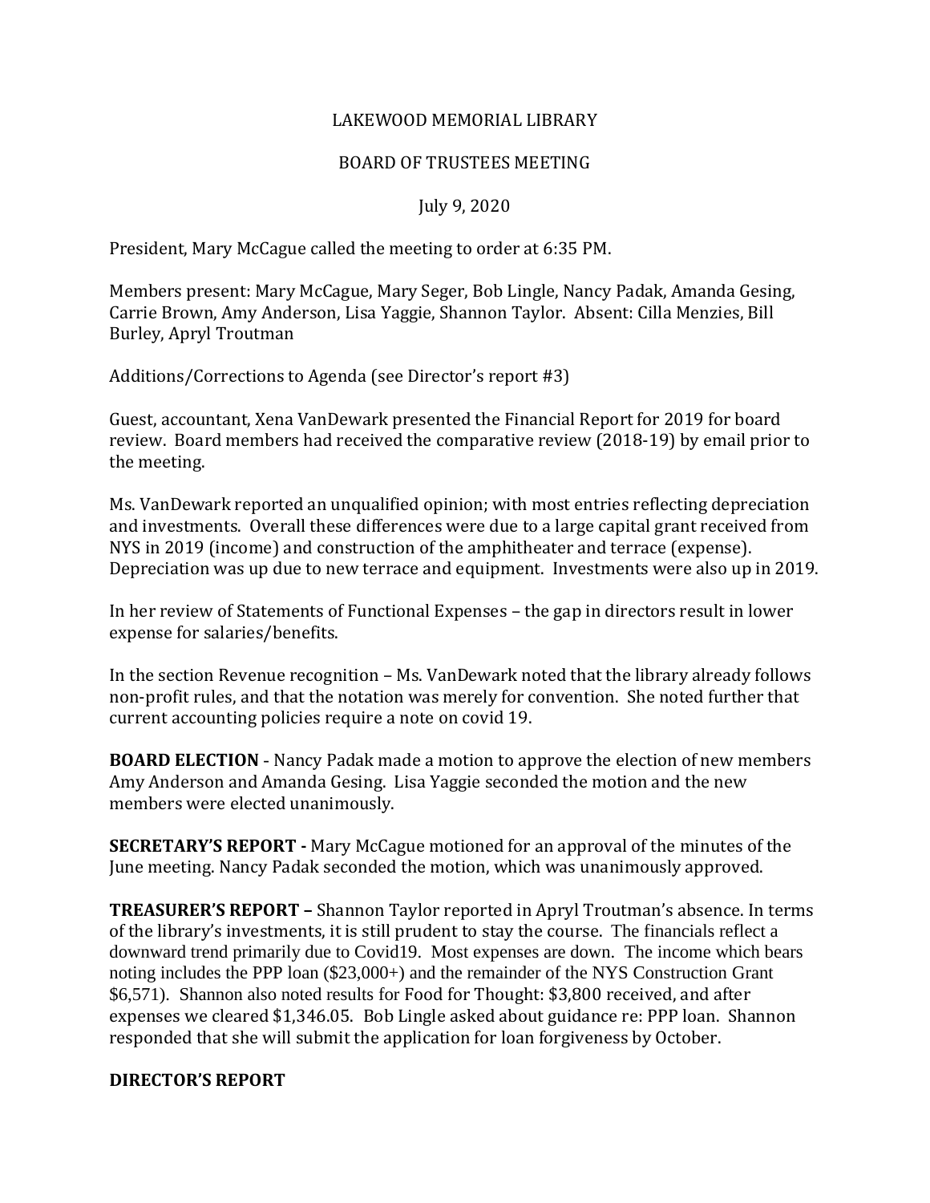# LAKEWOOD MEMORIAL LIBRARY

## BOARD OF TRUSTEES MEETING

July 9, 2020

President, Mary McCague called the meeting to order at 6:35 PM.

Members present: Mary McCague, Mary Seger, Bob Lingle, Nancy Padak, Amanda Gesing, Carrie Brown, Amy Anderson, Lisa Yaggie, Shannon Taylor. Absent: Cilla Menzies, Bill Burley, Apryl Troutman

Additions/Corrections to Agenda (see Director's report #3)

Guest, accountant, Xena VanDewark presented the Financial Report for 2019 for board review. Board members had received the comparative review (2018-19) by email prior to the meeting.

Ms. VanDewark reported an unqualified opinion; with most entries reflecting depreciation and investments. Overall these differences were due to a large capital grant received from NYS in 2019 (income) and construction of the amphitheater and terrace (expense). Depreciation was up due to new terrace and equipment. Investments were also up in 2019.

In her review of Statements of Functional Expenses – the gap in directors result in lower expense for salaries/benefits.

In the section Revenue recognition – Ms. VanDewark noted that the library already follows non-profit rules, and that the notation was merely for convention. She noted further that current accounting policies require a note on covid 19.

**BOARD ELECTION** - Nancy Padak made a motion to approve the election of new members Amy Anderson and Amanda Gesing. Lisa Yaggie seconded the motion and the new members were elected unanimously.

**SECRETARY'S REPORT -** Mary McCague motioned for an approval of the minutes of the June meeting. Nancy Padak seconded the motion, which was unanimously approved.

**TREASURER'S REPORT –** Shannon Taylor reported in Apryl Troutman's absence. In terms of the library's investments, it is still prudent to stay the course. The financials reflect a downward trend primarily due to Covid19. Most expenses are down. The income which bears noting includes the PPP loan ($23,000+) and the remainder of the NYS Construction Grant $6,571). Shannon also noted results for Food for Thought: $3,800 received, and after expenses we cleared $1,346.05. Bob Lingle asked about guidance re: PPP loan. Shannon responded that she will submit the application for loan forgiveness by October.

**DIRECTOR'S REPORT**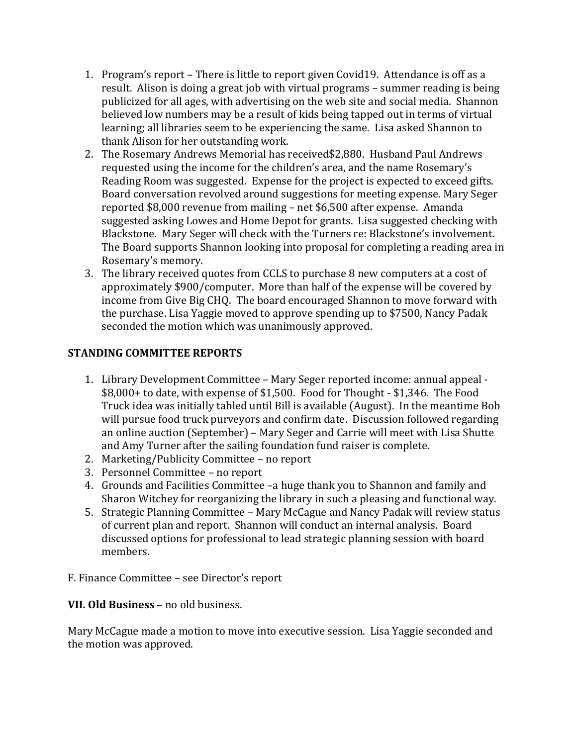1. Program's report – There is little to report given Covid19. Attendance is off as a result. Alison is doing a great job with virtual programs – summer reading is being publicized for all ages, with advertising on the web site and social media. Shannon believed low numbers may be a result of kids being tapped out in terms of virtual learning; all libraries seem to be experiencing the same. Lisa asked Shannon to thank Alison for her outstanding work.
2. The Rosemary Andrews Memorial has received$2,880. Husband Paul Andrews requested using the income for the children's area, and the name Rosemary's Reading Room was suggested. Expense for the project is expected to exceed gifts. Board conversation revolved around suggestions for meeting expense. Mary Seger reported $8,000 revenue from mailing – net $6,500 after expense. Amanda suggested asking Lowes and Home Depot for grants. Lisa suggested checking with Blackstone. Mary Seger will check with the Turners re: Blackstone's involvement. The Board supports Shannon looking into proposal for completing a reading area in Rosemary's memory.
3. The library received quotes from CCLS to purchase 8 new computers at a cost of approximately $900/computer. More than half of the expense will be covered by income from Give Big CHQ. The board encouraged Shannon to move forward with the purchase. Lisa Yaggie moved to approve spending up to $7500, Nancy Padak seconded the motion which was unanimously approved.

**STANDING COMMITTEE REPORTS**

1. Library Development Committee – Mary Seger reported income: annual appeal - $8,000+ to date, with expense of $1,500. Food for Thought - $1,346. The Food Truck idea was initially tabled until Bill is available (August). In the meantime Bob will pursue food truck purveyors and confirm date. Discussion followed regarding an online auction (September) – Mary Seger and Carrie will meet with Lisa Shutte and Amy Turner after the sailing foundation fund raiser is complete.
2. Marketing/Publicity Committee – no report
3. Personnel Committee – no report
4. Grounds and Facilities Committee –a huge thank you to Shannon and family and Sharon Witchey for reorganizing the library in such a pleasing and functional way.
5. Strategic Planning Committee – Mary McCague and Nancy Padak will review status of current plan and report. Shannon will conduct an internal analysis. Board discussed options for professional to lead strategic planning session with board members.

F. Finance Committee – see Director's report

**VII. Old Business** – no old business.

Mary McCague made a motion to move into executive session. Lisa Yaggie seconded and the motion was approved.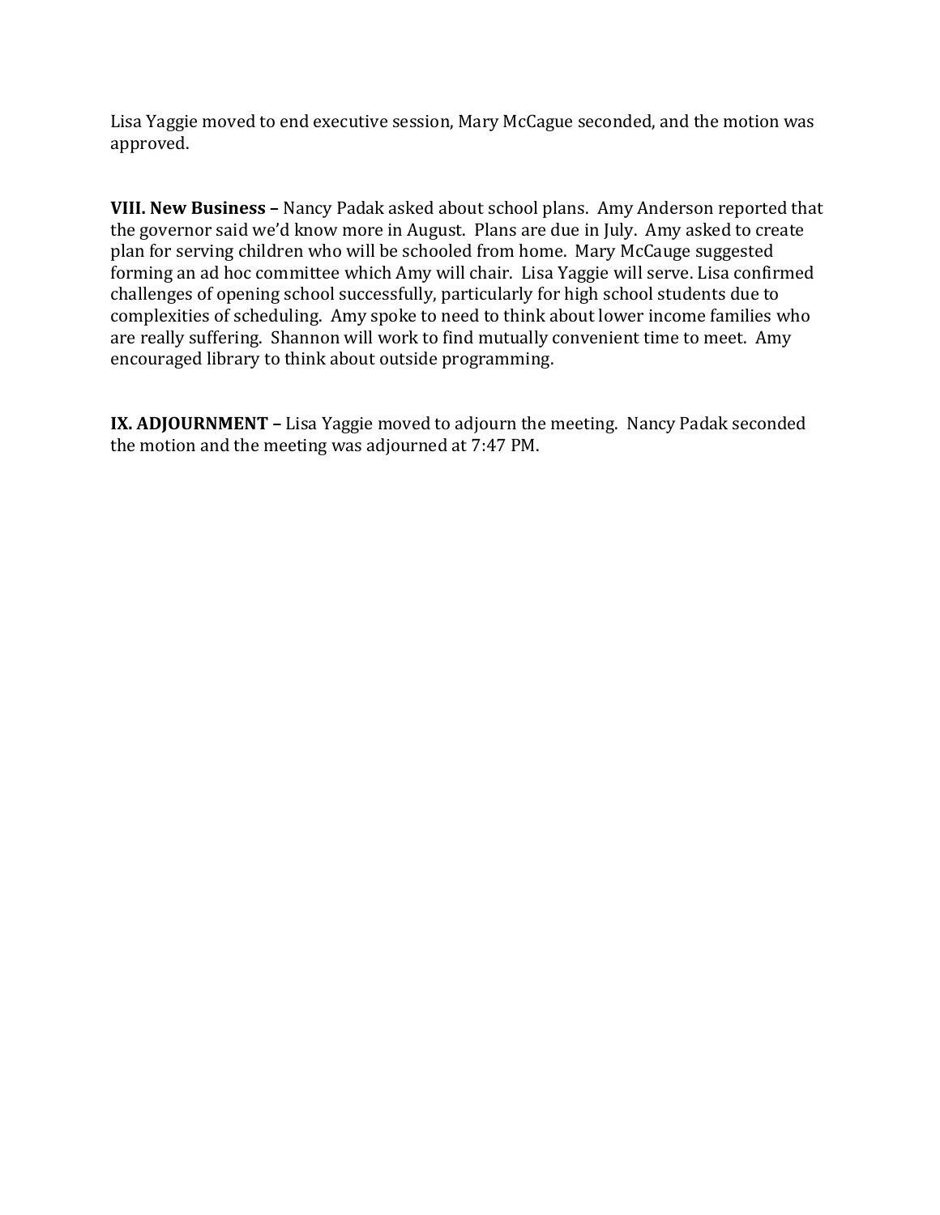Lisa Yaggie moved to end executive session, Mary McCague seconded, and the motion was approved.

**VIII. New Business –** Nancy Padak asked about school plans. Amy Anderson reported that the governor said we'd know more in August. Plans are due in July. Amy asked to create plan for serving children who will be schooled from home. Mary McCauge suggested forming an ad hoc committee which Amy will chair. Lisa Yaggie will serve. Lisa confirmed challenges of opening school successfully, particularly for high school students due to complexities of scheduling. Amy spoke to need to think about lower income families who are really suffering. Shannon will work to find mutually convenient time to meet. Amy encouraged library to think about outside programming.

**IX. ADJOURNMENT –** Lisa Yaggie moved to adjourn the meeting. Nancy Padak seconded the motion and the meeting was adjourned at 7:47 PM.